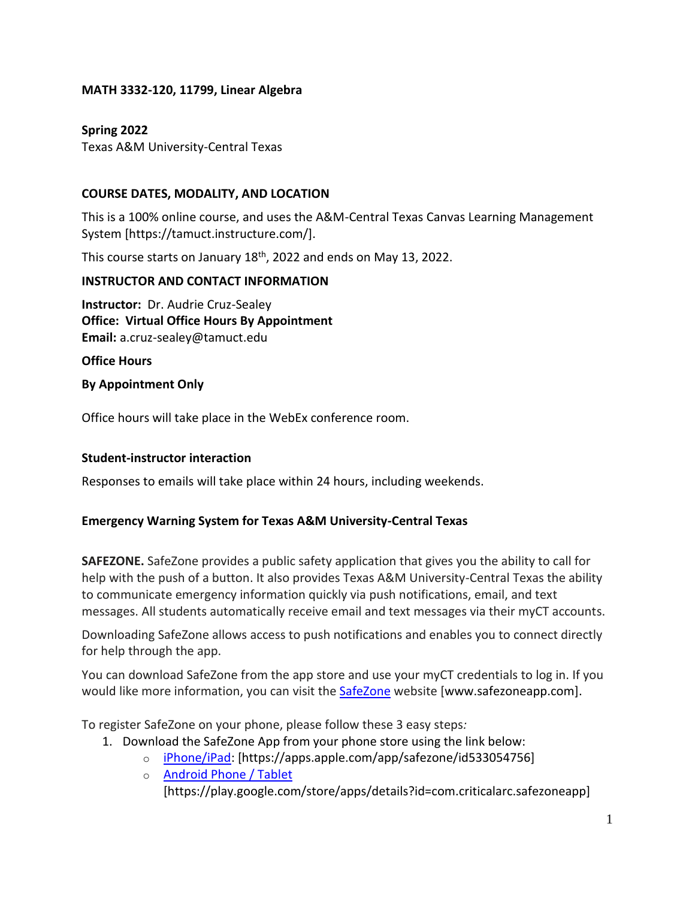**MATH 3332-120, 11799, Linear Algebra**

**Spring 2022**
Texas A&M University-Central Texas

**COURSE DATES, MODALITY, AND LOCATION**

This is a 100% online course, and uses the A&M-Central Texas Canvas Learning Management System [https://tamuct.instructure.com/].

This course starts on January 18th, 2022 and ends on May 13, 2022.

**INSTRUCTOR AND CONTACT INFORMATION**

**Instructor:** Dr. Audrie Cruz-Sealey
**Office: Virtual Office Hours By Appointment**
**Email:** a.cruz-sealey@tamuct.edu

**Office Hours**

**By Appointment Only**

Office hours will take place in the WebEx conference room.

**Student-instructor interaction**

Responses to emails will take place within 24 hours, including weekends.

**Emergency Warning System for Texas A&M University-Central Texas**

**SAFEZONE.** SafeZone provides a public safety application that gives you the ability to call for help with the push of a button. It also provides Texas A&M University-Central Texas the ability to communicate emergency information quickly via push notifications, email, and text messages. All students automatically receive email and text messages via their myCT accounts.

Downloading SafeZone allows access to push notifications and enables you to connect directly for help through the app.

You can download SafeZone from the app store and use your myCT credentials to log in. If you would like more information, you can visit the SafeZone website [www.safezoneapp.com].

To register SafeZone on your phone, please follow these 3 easy steps*:*

1. Download the SafeZone App from your phone store using the link below:
   - iPhone/iPad: [https://apps.apple.com/app/safezone/id533054756]
   - Android Phone / Tablet [https://play.google.com/store/apps/details?id=com.criticalarc.safezoneapp]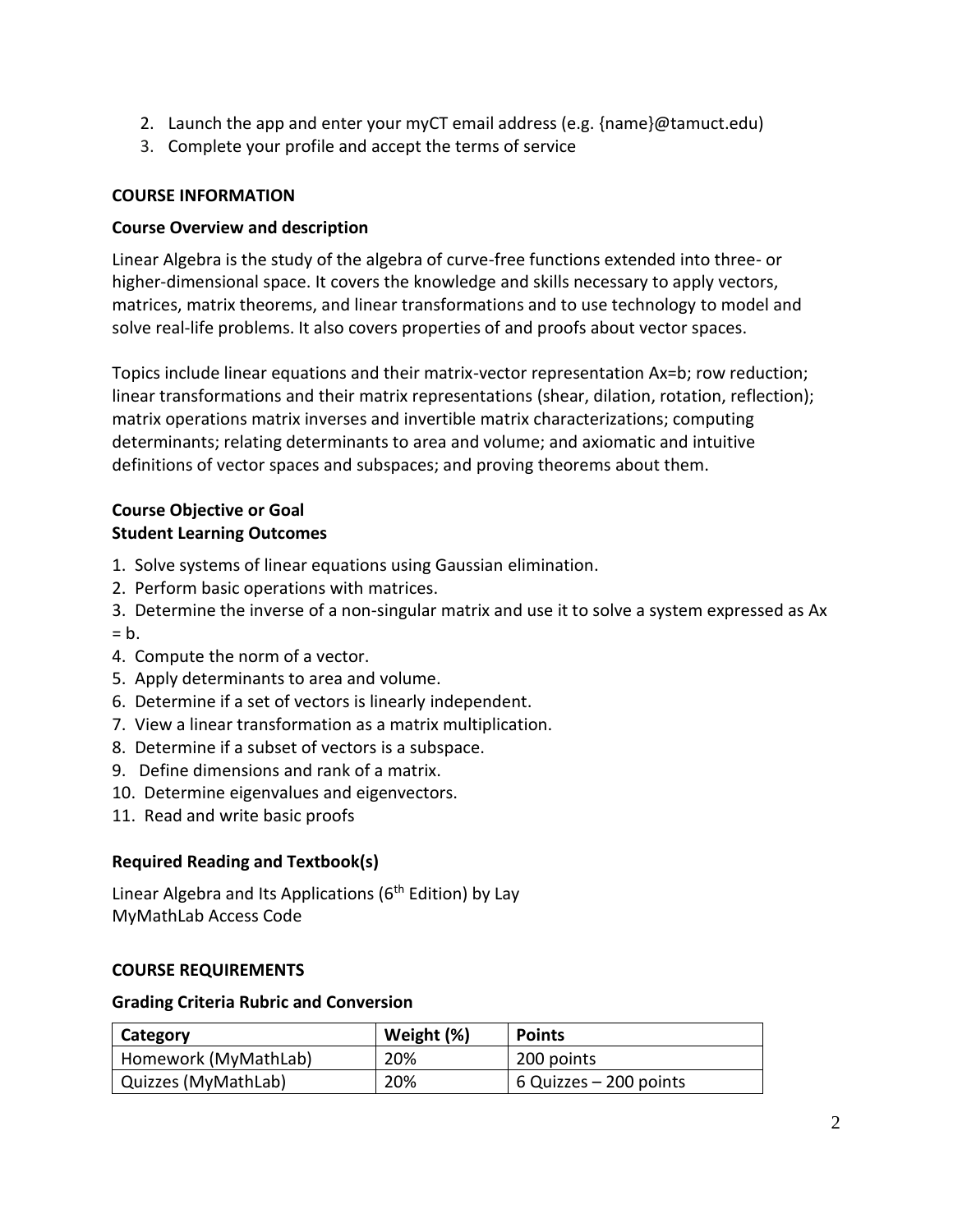2. Launch the app and enter your myCT email address (e.g. {name}@tamuct.edu)
3. Complete your profile and accept the terms of service

## COURSE INFORMATION

### Course Overview and description

Linear Algebra is the study of the algebra of curve-free functions extended into three- or higher-dimensional space. It covers the knowledge and skills necessary to apply vectors, matrices, matrix theorems, and linear transformations and to use technology to model and solve real-life problems. It also covers properties of and proofs about vector spaces.

Topics include linear equations and their matrix-vector representation $Ax=b$; row reduction; linear transformations and their matrix representations (shear, dilation, rotation, reflection); matrix operations matrix inverses and invertible matrix characterizations; computing determinants; relating determinants to area and volume; and axiomatic and intuitive definitions of vector spaces and subspaces; and proving theorems about them.

### Course Objective or Goal
### Student Learning Outcomes

1. Solve systems of linear equations using Gaussian elimination.
2. Perform basic operations with matrices.
3. Determine the inverse of a non-singular matrix and use it to solve a system expressed as $Ax = b$.
4. Compute the norm of a vector.
5. Apply determinants to area and volume.
6. Determine if a set of vectors is linearly independent.
7. View a linear transformation as a matrix multiplication.
8. Determine if a subset of vectors is a subspace.
9. Define dimensions and rank of a matrix.
10. Determine eigenvalues and eigenvectors.
11. Read and write basic proofs

### Required Reading and Textbook(s)

Linear Algebra and Its Applications (6th Edition) by Lay
MyMathLab Access Code

## COURSE REQUIREMENTS

### Grading Criteria Rubric and Conversion

| Category | Weight (%) | Points |
|---|---|---|
| Homework (MyMathLab) | 20% | 200 points |
| Quizzes (MyMathLab) | 20% | 6 Quizzes – 200 points |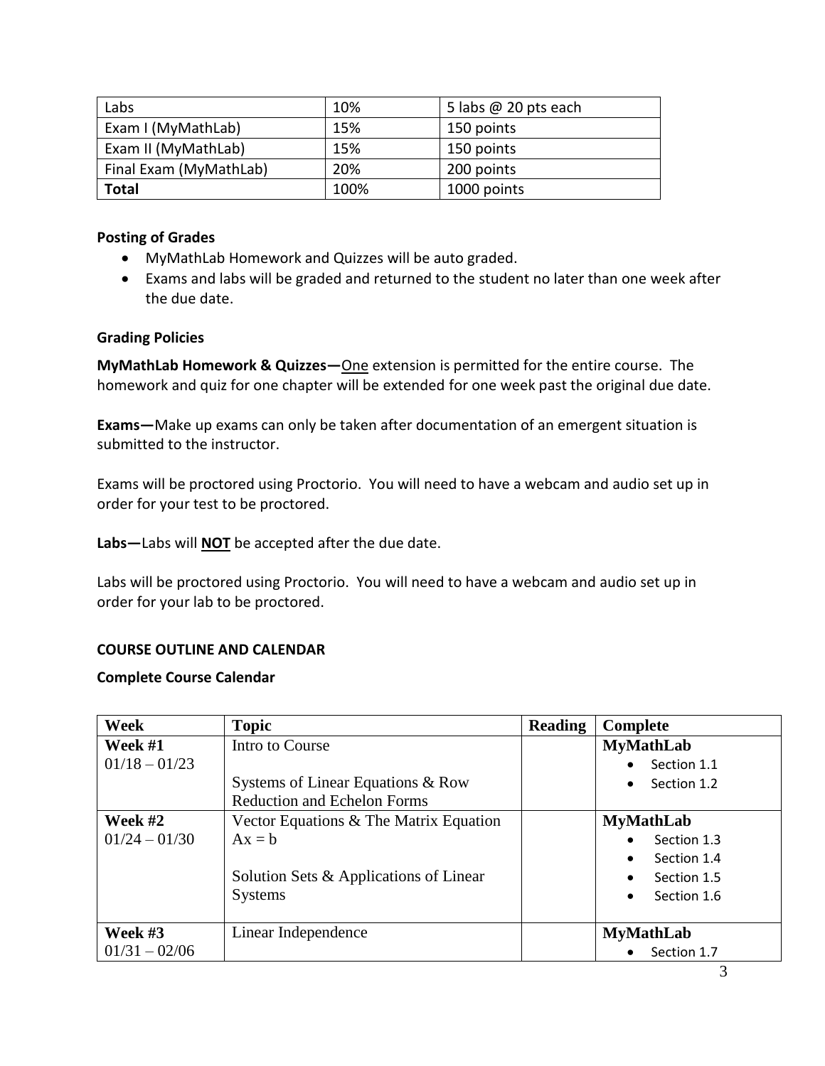| Labs | 10% | 5 labs @ 20 pts each |
| --- | --- | --- |
| Exam I (MyMathLab) | 15% | 150 points |
| Exam II (MyMathLab) | 15% | 150 points |
| Final Exam (MyMathLab) | 20% | 200 points |
| **Total** | 100% | 1000 points |

### Posting of Grades

- MyMathLab Homework and Quizzes will be auto graded.
- Exams and labs will be graded and returned to the student no later than one week after the due date.

### Grading Policies

**MyMathLab Homework & Quizzes—**One extension is permitted for the entire course. The homework and quiz for one chapter will be extended for one week past the original due date.

**Exams—**Make up exams can only be taken after documentation of an emergent situation is submitted to the instructor.

Exams will be proctored using Proctorio. You will need to have a webcam and audio set up in order for your test to be proctored.

**Labs—**Labs will **NOT** be accepted after the due date.

Labs will be proctored using Proctorio. You will need to have a webcam and audio set up in order for your lab to be proctored.

## COURSE OUTLINE AND CALENDAR

### Complete Course Calendar

| Week | Topic | Reading | Complete |
| --- | --- | --- | --- |
| **Week #1** 01/18 – 01/23 | Intro to Course<br><br>Systems of Linear Equations & Row Reduction and Echelon Forms | | **MyMathLab**<br>• Section 1.1<br>• Section 1.2 |
| **Week #2** 01/24 – 01/30 | Vector Equations & The Matrix Equation $Ax = b$<br><br>Solution Sets & Applications of Linear Systems | | **MyMathLab**<br>• Section 1.3<br>• Section 1.4<br>• Section 1.5<br>• Section 1.6 |
| **Week #3** 01/31 – 02/06 | Linear Independence | | **MyMathLab**<br>• Section 1.7 |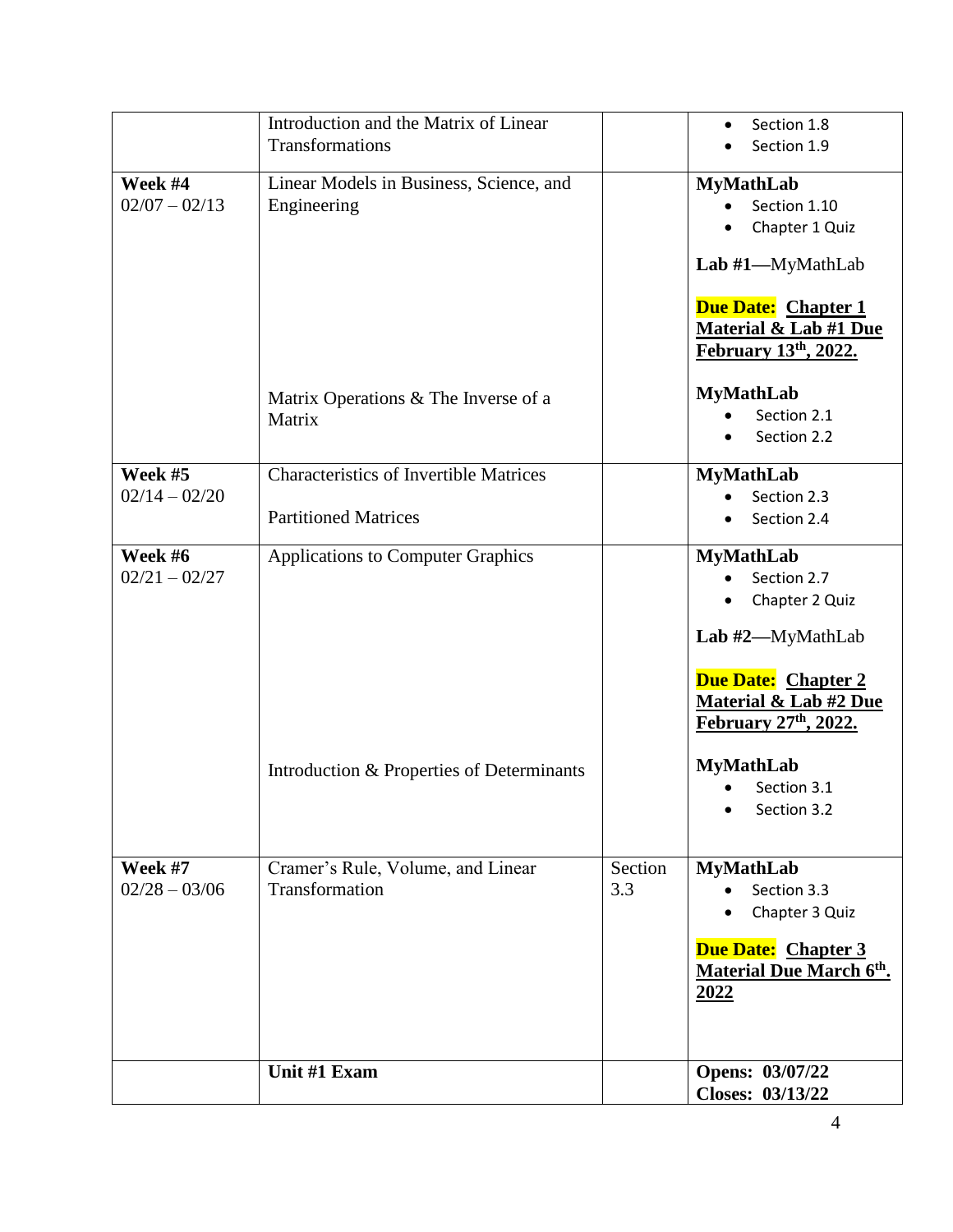| | | | |
|---|---|---|---|
| | Introduction and the Matrix of Linear Transformations | | • Section 1.8<br>• Section 1.9 |
| **Week #4**<br>02/07 – 02/13 | Linear Models in Business, Science, and Engineering<br><br>Matrix Operations & The Inverse of a Matrix | | **MyMathLab**<br>• Section 1.10<br>• Chapter 1 Quiz<br><br>**Lab #1**—MyMathLab<br><br>**Due Date: Chapter 1 Material & Lab #1 Due February 13th, 2022.**<br><br>**MyMathLab**<br>• Section 2.1<br>• Section 2.2 |
| **Week #5**<br>02/14 – 02/20 | Characteristics of Invertible Matrices<br><br>Partitioned Matrices | | **MyMathLab**<br>• Section 2.3<br>• Section 2.4 |
| **Week #6**<br>02/21 – 02/27 | Applications to Computer Graphics<br><br>Introduction & Properties of Determinants | | **MyMathLab**<br>• Section 2.7<br>• Chapter 2 Quiz<br><br>**Lab #2**—MyMathLab<br><br>**Due Date: Chapter 2 Material & Lab #2 Due February 27th, 2022.**<br><br>**MyMathLab**<br>• Section 3.1<br>• Section 3.2 |
| **Week #7**<br>02/28 – 03/06 | Cramer's Rule, Volume, and Linear Transformation | Section 3.3 | **MyMathLab**<br>• Section 3.3<br>• Chapter 3 Quiz<br><br>**Due Date: Chapter 3 Material Due March 6th. 2022** |
| | **Unit #1 Exam** | | **Opens: 03/07/22**<br>**Closes: 03/13/22** |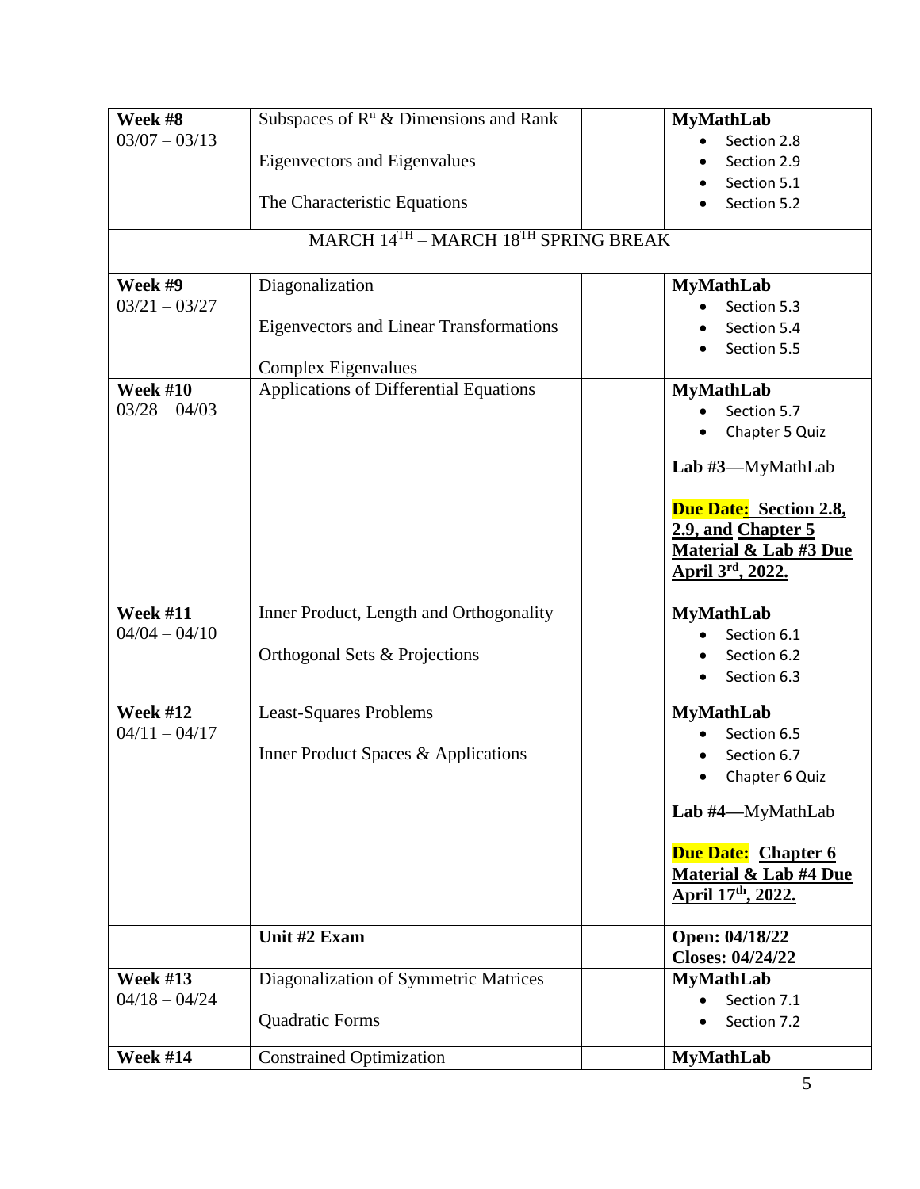| | | | |
|---|---|---|---|
| **Week #8**<br>03/07 – 03/13 | Subspaces of $R^n$ & Dimensions and Rank<br><br>Eigenvectors and Eigenvalues<br><br>The Characteristic Equations | | **MyMathLab**<br>• Section 2.8<br>• Section 2.9<br>• Section 5.1<br>• Section 5.2 |
| MARCH 14TH – MARCH 18TH SPRING BREAK | | | |
| **Week #9**<br>03/21 – 03/27 | Diagonalization<br><br>Eigenvectors and Linear Transformations<br><br>Complex Eigenvalues | | **MyMathLab**<br>• Section 5.3<br>• Section 5.4<br>• Section 5.5 |
| **Week #10**<br>03/28 – 04/03 | Applications of Differential Equations | | **MyMathLab**<br>• Section 5.7<br>• Chapter 5 Quiz<br><br>**Lab #3**—MyMathLab<br><br>**Due Date: Section 2.8, 2.9, and Chapter 5 Material & Lab #3 Due April 3rd, 2022.** |
| **Week #11**<br>04/04 – 04/10 | Inner Product, Length and Orthogonality<br><br>Orthogonal Sets & Projections | | **MyMathLab**<br>• Section 6.1<br>• Section 6.2<br>• Section 6.3 |
| **Week #12**<br>04/11 – 04/17 | Least-Squares Problems<br><br>Inner Product Spaces & Applications | | **MyMathLab**<br>• Section 6.5<br>• Section 6.7<br>• Chapter 6 Quiz<br><br>**Lab #4**—MyMathLab<br><br>**Due Date: Chapter 6 Material & Lab #4 Due April 17th, 2022.** |
| | **Unit #2 Exam** | | **Open: 04/18/22**<br>**Closes: 04/24/22** |
| **Week #13**<br>04/18 – 04/24 | Diagonalization of Symmetric Matrices<br><br>Quadratic Forms | | **MyMathLab**<br>• Section 7.1<br>• Section 7.2 |
| **Week #14** | Constrained Optimization | | **MyMathLab** |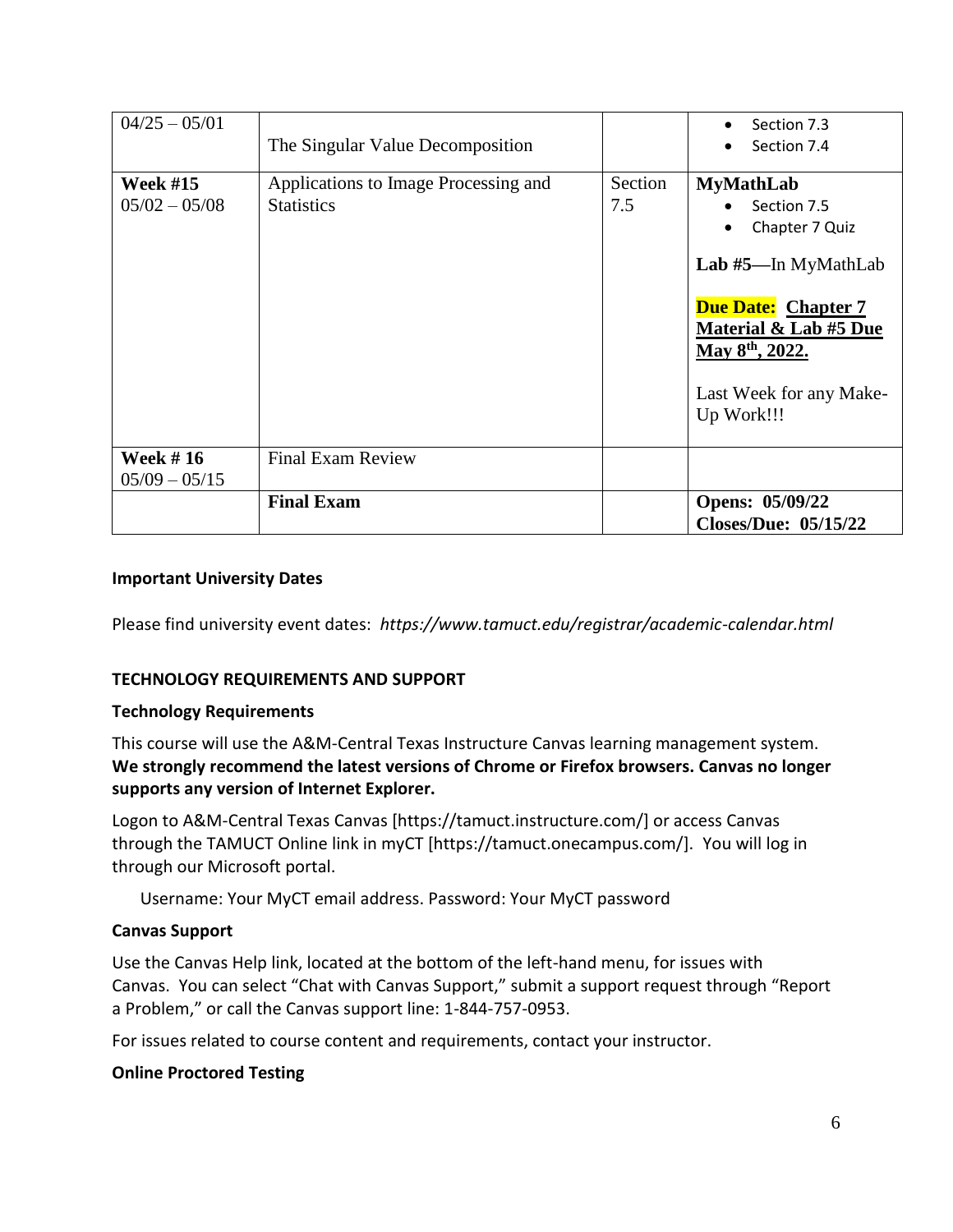| | | | |
|---|---|---|---|
| 04/25 – 05/01 | The Singular Value Decomposition | | • Section 7.3<br>• Section 7.4 |
| **Week #15**<br>05/02 – 05/08 | Applications to Image Processing and Statistics | Section 7.5 | **MyMathLab**<br>• Section 7.5<br>• Chapter 7 Quiz<br><br>**Lab #5**—In MyMathLab<br><br>**Due Date: Chapter 7 Material & Lab #5 Due May 8th, 2022.**<br><br>Last Week for any Make-Up Work!!! |
| **Week # 16**<br>05/09 – 05/15 | Final Exam Review | | |
| | **Final Exam** | | **Opens: 05/09/22**<br>**Closes/Due: 05/15/22** |

**Important University Dates**

Please find university event dates: *https://www.tamuct.edu/registrar/academic-calendar.html*

## TECHNOLOGY REQUIREMENTS AND SUPPORT

### Technology Requirements

This course will use the A&M-Central Texas Instructure Canvas learning management system. **We strongly recommend the latest versions of Chrome or Firefox browsers. Canvas no longer supports any version of Internet Explorer.**

Logon to A&M-Central Texas Canvas [https://tamuct.instructure.com/] or access Canvas through the TAMUCT Online link in myCT [https://tamuct.onecampus.com/]. You will log in through our Microsoft portal.

Username: Your MyCT email address. Password: Your MyCT password

### Canvas Support

Use the Canvas Help link, located at the bottom of the left-hand menu, for issues with Canvas. You can select "Chat with Canvas Support," submit a support request through "Report a Problem," or call the Canvas support line: 1-844-757-0953.

For issues related to course content and requirements, contact your instructor.

### Online Proctored Testing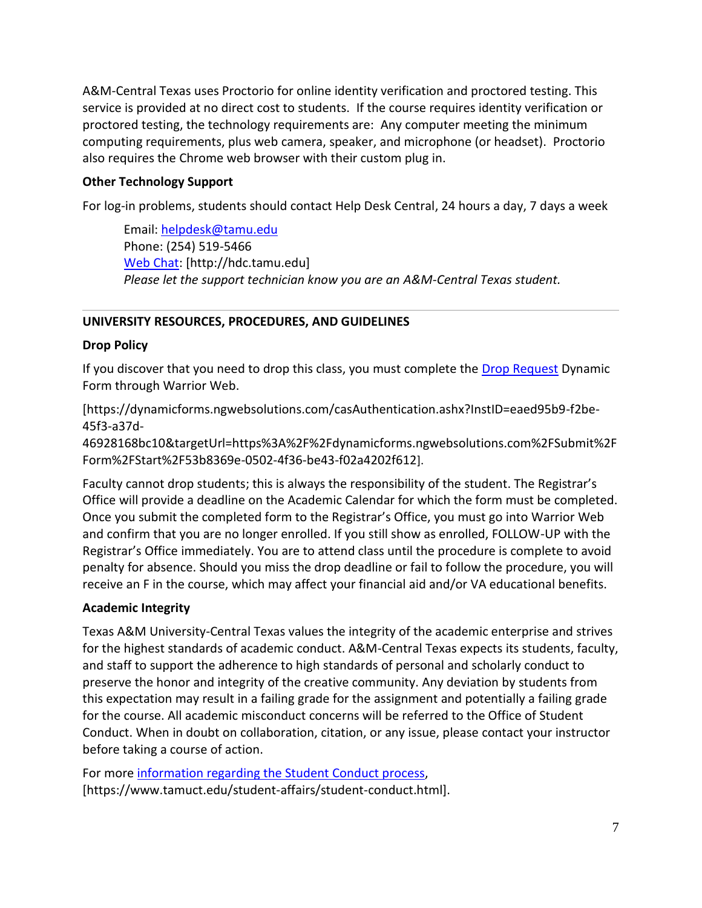A&M-Central Texas uses Proctorio for online identity verification and proctored testing. This service is provided at no direct cost to students. If the course requires identity verification or proctored testing, the technology requirements are: Any computer meeting the minimum computing requirements, plus web camera, speaker, and microphone (or headset). Proctorio also requires the Chrome web browser with their custom plug in.

**Other Technology Support**

For log-in problems, students should contact Help Desk Central, 24 hours a day, 7 days a week

> Email: helpdesk@tamu.edu
> Phone: (254) 519-5466
> Web Chat: [http://hdc.tamu.edu]
> *Please let the support technician know you are an A&M-Central Texas student.*

---

**UNIVERSITY RESOURCES, PROCEDURES, AND GUIDELINES**

**Drop Policy**

If you discover that you need to drop this class, you must complete the Drop Request Dynamic Form through Warrior Web.

[https://dynamicforms.ngwebsolutions.com/casAuthentication.ashx?InstID=eaed95b9-f2be-45f3-a37d-46928168bc10&targetUrl=https%3A%2F%2Fdynamicforms.ngwebsolutions.com%2FSubmit%2FForm%2FStart%2F53b8369e-0502-4f36-be43-f02a4202f612].

Faculty cannot drop students; this is always the responsibility of the student. The Registrar's Office will provide a deadline on the Academic Calendar for which the form must be completed. Once you submit the completed form to the Registrar's Office, you must go into Warrior Web and confirm that you are no longer enrolled. If you still show as enrolled, FOLLOW-UP with the Registrar's Office immediately. You are to attend class until the procedure is complete to avoid penalty for absence. Should you miss the drop deadline or fail to follow the procedure, you will receive an F in the course, which may affect your financial aid and/or VA educational benefits.

**Academic Integrity**

Texas A&M University-Central Texas values the integrity of the academic enterprise and strives for the highest standards of academic conduct. A&M-Central Texas expects its students, faculty, and staff to support the adherence to high standards of personal and scholarly conduct to preserve the honor and integrity of the creative community. Any deviation by students from this expectation may result in a failing grade for the assignment and potentially a failing grade for the course. All academic misconduct concerns will be referred to the Office of Student Conduct. When in doubt on collaboration, citation, or any issue, please contact your instructor before taking a course of action.

For more information regarding the Student Conduct process, [https://www.tamuct.edu/student-affairs/student-conduct.html].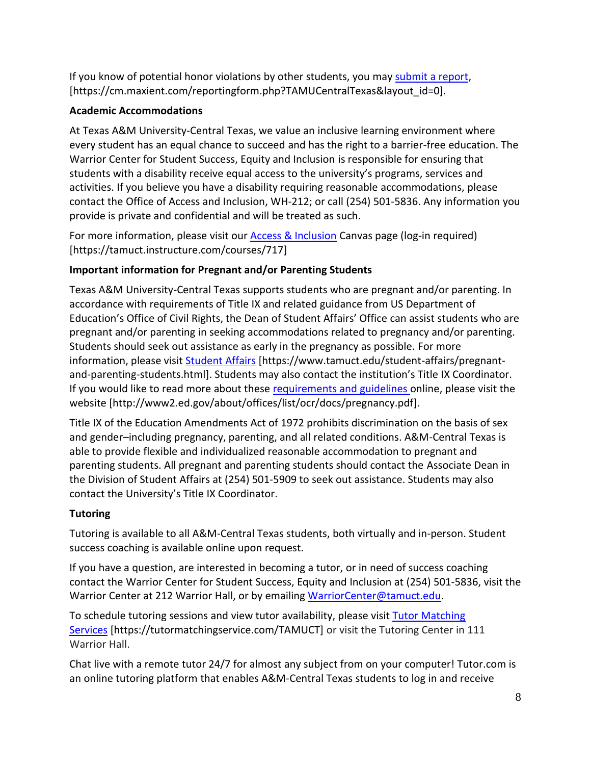If you know of potential honor violations by other students, you may [submit a report](https://cm.maxient.com/reportingform.php?TAMUCentralTexas&layout_id=0), [https://cm.maxient.com/reportingform.php?TAMUCentralTexas&layout_id=0].

**Academic Accommodations**

At Texas A&M University-Central Texas, we value an inclusive learning environment where every student has an equal chance to succeed and has the right to a barrier-free education. The Warrior Center for Student Success, Equity and Inclusion is responsible for ensuring that students with a disability receive equal access to the university's programs, services and activities. If you believe you have a disability requiring reasonable accommodations, please contact the Office of Access and Inclusion, WH-212; or call (254) 501-5836. Any information you provide is private and confidential and will be treated as such.

For more information, please visit our [Access & Inclusion](https://tamuct.instructure.com/courses/717) Canvas page (log-in required) [https://tamuct.instructure.com/courses/717]

**Important information for Pregnant and/or Parenting Students**

Texas A&M University-Central Texas supports students who are pregnant and/or parenting. In accordance with requirements of Title IX and related guidance from US Department of Education's Office of Civil Rights, the Dean of Student Affairs' Office can assist students who are pregnant and/or parenting in seeking accommodations related to pregnancy and/or parenting. Students should seek out assistance as early in the pregnancy as possible. For more information, please visit [Student Affairs](https://www.tamuct.edu/student-affairs/pregnant-and-parenting-students.html) [https://www.tamuct.edu/student-affairs/pregnant-and-parenting-students.html]. Students may also contact the institution's Title IX Coordinator. If you would like to read more about these [requirements and guidelines](http://www2.ed.gov/about/offices/list/ocr/docs/pregnancy.pdf) online, please visit the website [http://www2.ed.gov/about/offices/list/ocr/docs/pregnancy.pdf].

Title IX of the Education Amendments Act of 1972 prohibits discrimination on the basis of sex and gender–including pregnancy, parenting, and all related conditions. A&M-Central Texas is able to provide flexible and individualized reasonable accommodation to pregnant and parenting students. All pregnant and parenting students should contact the Associate Dean in the Division of Student Affairs at (254) 501-5909 to seek out assistance. Students may also contact the University's Title IX Coordinator.

**Tutoring**

Tutoring is available to all A&M-Central Texas students, both virtually and in-person. Student success coaching is available online upon request.

If you have a question, are interested in becoming a tutor, or in need of success coaching contact the Warrior Center for Student Success, Equity and Inclusion at (254) 501-5836, visit the Warrior Center at 212 Warrior Hall, or by emailing [WarriorCenter@tamuct.edu](mailto:WarriorCenter@tamuct.edu).

To schedule tutoring sessions and view tutor availability, please visit [Tutor Matching Services](https://tutormatchingservice.com/TAMUCT) [https://tutormatchingservice.com/TAMUCT] or visit the Tutoring Center in 111 Warrior Hall.

Chat live with a remote tutor 24/7 for almost any subject from on your computer! Tutor.com is an online tutoring platform that enables A&M-Central Texas students to log in and receive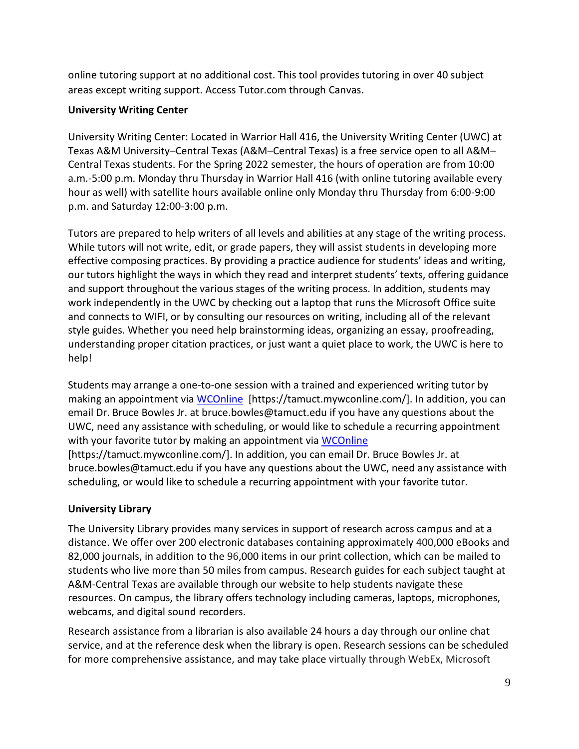online tutoring support at no additional cost. This tool provides tutoring in over 40 subject areas except writing support. Access Tutor.com through Canvas.

**University Writing Center**

University Writing Center: Located in Warrior Hall 416, the University Writing Center (UWC) at Texas A&M University–Central Texas (A&M–Central Texas) is a free service open to all A&M–Central Texas students. For the Spring 2022 semester, the hours of operation are from 10:00 a.m.-5:00 p.m. Monday thru Thursday in Warrior Hall 416 (with online tutoring available every hour as well) with satellite hours available online only Monday thru Thursday from 6:00-9:00 p.m. and Saturday 12:00-3:00 p.m.

Tutors are prepared to help writers of all levels and abilities at any stage of the writing process. While tutors will not write, edit, or grade papers, they will assist students in developing more effective composing practices. By providing a practice audience for students' ideas and writing, our tutors highlight the ways in which they read and interpret students' texts, offering guidance and support throughout the various stages of the writing process. In addition, students may work independently in the UWC by checking out a laptop that runs the Microsoft Office suite and connects to WIFI, or by consulting our resources on writing, including all of the relevant style guides. Whether you need help brainstorming ideas, organizing an essay, proofreading, understanding proper citation practices, or just want a quiet place to work, the UWC is here to help!

Students may arrange a one-to-one session with a trained and experienced writing tutor by making an appointment via WCOnline [https://tamuct.mywconline.com/]. In addition, you can email Dr. Bruce Bowles Jr. at bruce.bowles@tamuct.edu if you have any questions about the UWC, need any assistance with scheduling, or would like to schedule a recurring appointment with your favorite tutor by making an appointment via WCOnline [https://tamuct.mywconline.com/]. In addition, you can email Dr. Bruce Bowles Jr. at bruce.bowles@tamuct.edu if you have any questions about the UWC, need any assistance with scheduling, or would like to schedule a recurring appointment with your favorite tutor.

**University Library**

The University Library provides many services in support of research across campus and at a distance. We offer over 200 electronic databases containing approximately 400,000 eBooks and 82,000 journals, in addition to the 96,000 items in our print collection, which can be mailed to students who live more than 50 miles from campus. Research guides for each subject taught at A&M-Central Texas are available through our website to help students navigate these resources. On campus, the library offers technology including cameras, laptops, microphones, webcams, and digital sound recorders.

Research assistance from a librarian is also available 24 hours a day through our online chat service, and at the reference desk when the library is open. Research sessions can be scheduled for more comprehensive assistance, and may take place virtually through WebEx, Microsoft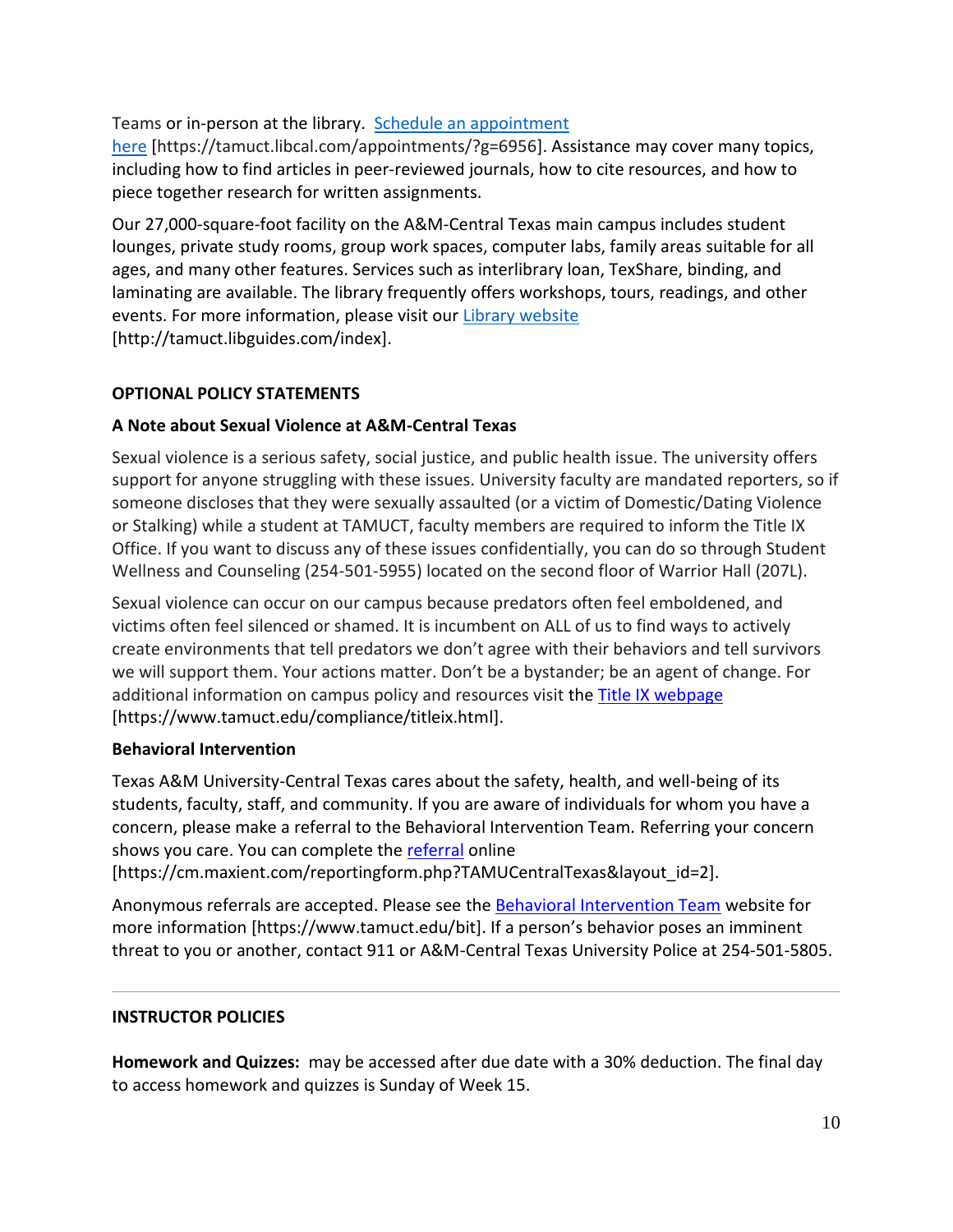Teams or in-person at the library. Schedule an appointment here [https://tamuct.libcal.com/appointments/?g=6956]. Assistance may cover many topics, including how to find articles in peer-reviewed journals, how to cite resources, and how to piece together research for written assignments.

Our 27,000-square-foot facility on the A&M-Central Texas main campus includes student lounges, private study rooms, group work spaces, computer labs, family areas suitable for all ages, and many other features. Services such as interlibrary loan, TexShare, binding, and laminating are available. The library frequently offers workshops, tours, readings, and other events. For more information, please visit our Library website [http://tamuct.libguides.com/index].

**OPTIONAL POLICY STATEMENTS**

**A Note about Sexual Violence at A&M-Central Texas**

Sexual violence is a serious safety, social justice, and public health issue. The university offers support for anyone struggling with these issues. University faculty are mandated reporters, so if someone discloses that they were sexually assaulted (or a victim of Domestic/Dating Violence or Stalking) while a student at TAMUCT, faculty members are required to inform the Title IX Office. If you want to discuss any of these issues confidentially, you can do so through Student Wellness and Counseling (254-501-5955) located on the second floor of Warrior Hall (207L).

Sexual violence can occur on our campus because predators often feel emboldened, and victims often feel silenced or shamed. It is incumbent on ALL of us to find ways to actively create environments that tell predators we don't agree with their behaviors and tell survivors we will support them. Your actions matter. Don't be a bystander; be an agent of change. For additional information on campus policy and resources visit the Title IX webpage [https://www.tamuct.edu/compliance/titleix.html].

**Behavioral Intervention**

Texas A&M University-Central Texas cares about the safety, health, and well-being of its students, faculty, staff, and community. If you are aware of individuals for whom you have a concern, please make a referral to the Behavioral Intervention Team. Referring your concern shows you care. You can complete the referral online [https://cm.maxient.com/reportingform.php?TAMUCentralTexas&layout_id=2].

Anonymous referrals are accepted. Please see the Behavioral Intervention Team website for more information [https://www.tamuct.edu/bit]. If a person's behavior poses an imminent threat to you or another, contact 911 or A&M-Central Texas University Police at 254-501-5805.

---

**INSTRUCTOR POLICIES**

**Homework and Quizzes:** may be accessed after due date with a 30% deduction. The final day to access homework and quizzes is Sunday of Week 15.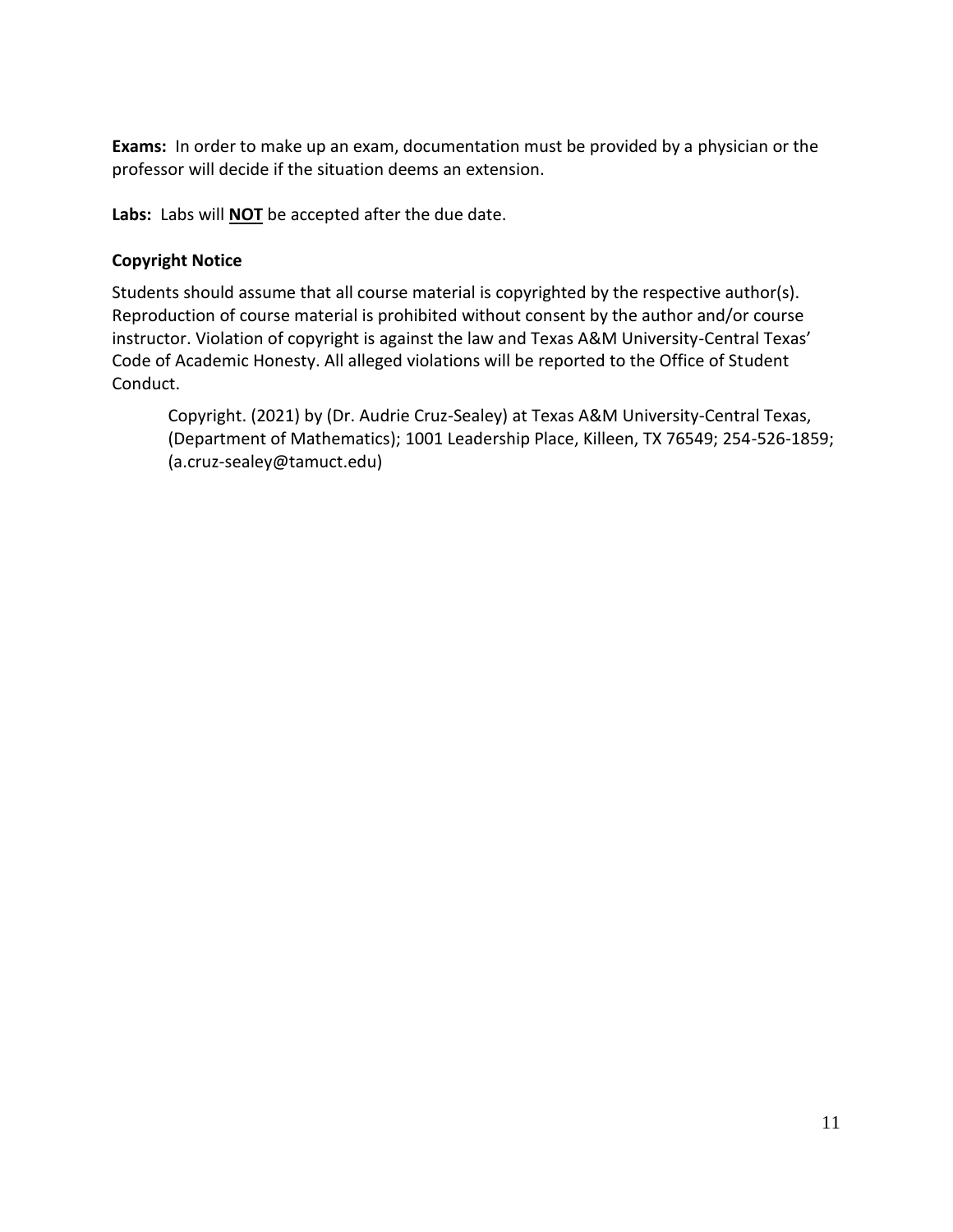**Exams:** In order to make up an exam, documentation must be provided by a physician or the professor will decide if the situation deems an extension.

**Labs:** Labs will **NOT** be accepted after the due date.

**Copyright Notice**

Students should assume that all course material is copyrighted by the respective author(s). Reproduction of course material is prohibited without consent by the author and/or course instructor. Violation of copyright is against the law and Texas A&M University-Central Texas' Code of Academic Honesty. All alleged violations will be reported to the Office of Student Conduct.

> Copyright. (2021) by (Dr. Audrie Cruz-Sealey) at Texas A&M University-Central Texas, (Department of Mathematics); 1001 Leadership Place, Killeen, TX 76549; 254-526-1859; (a.cruz-sealey@tamuct.edu)